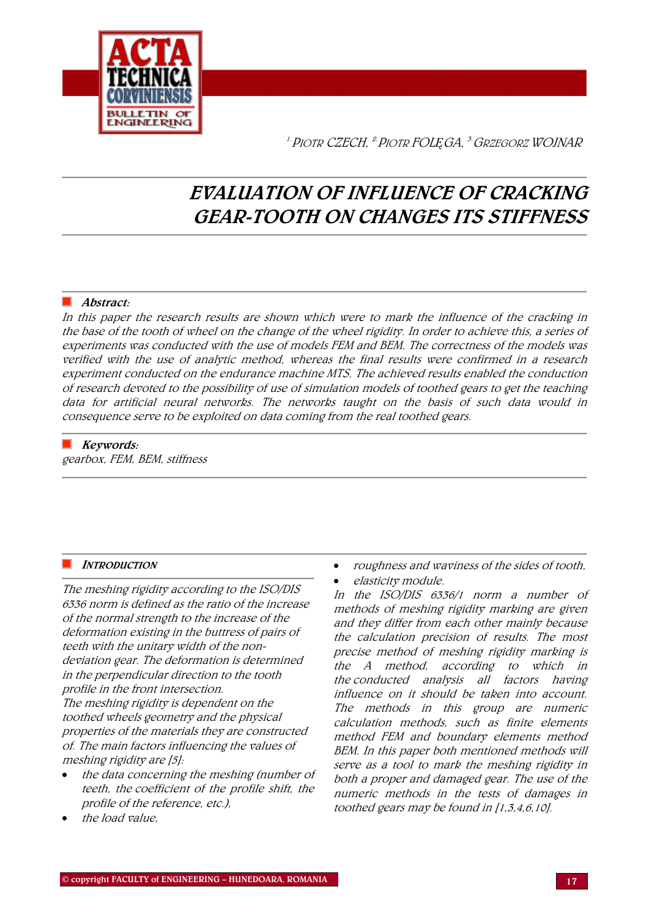[1.] PIOTR CZECH, [2.] PIOTR FOLĘGA, [3.] GRZEGORZ WOJNAR

# EVALUATION OF INFLUENCE OF CRACKING GEAR-TOOTH ON CHANGES ITS STIFFNESS

**Abstract:**

*In this paper the research results are shown which were to mark the influence of the cracking in the base of the tooth of wheel on the change of the wheel rigidity. In order to achieve this, a series of experiments was conducted with the use of models FEM and BEM. The correctness of the models was verified with the use of analytic method, whereas the final results were confirmed in a research experiment conducted on the endurance machine MTS. The achieved results enabled the conduction of research devoted to the possibility of use of simulation models of toothed gears to get the teaching data for artificial neural networks. The networks taught on the basis of such data would in consequence serve to be exploited on data coming from the real toothed gears.*

**Keywords:**

*gearbox, FEM, BEM, stiffness*

## INTRODUCTION

*The meshing rigidity according to the ISO/DIS 6336 norm is defined as the ratio of the increase of the normal strength to the increase of the deformation existing in the buttress of pairs of teeth with the unitary width of the non-deviation gear. The deformation is determined in the perpendicular direction to the tooth profile in the front intersection.*

*The meshing rigidity is dependent on the toothed wheels geometry and the physical properties of the materials they are constructed of. The main factors influencing the values of meshing rigidity are [5]:*

- *the data concerning the meshing (number of teeth, the coefficient of the profile shift, the profile of the reference, etc.),*
- *the load value,*
- *roughness and waviness of the sides of tooth,*
- *elasticity module.*

*In the ISO/DIS 6336/1 norm a number of methods of meshing rigidity marking are given and they differ from each other mainly because the calculation precision of results. The most precise method of meshing rigidity marking is the A method, according to which in the conducted analysis all factors having influence on it should be taken into account. The methods in this group are numeric calculation methods, such as finite elements method FEM and boundary elements method BEM. In this paper both mentioned methods will serve as a tool to mark the meshing rigidity in both a proper and damaged gear. The use of the numeric methods in the tests of damages in toothed gears may be found in [1,3,4,6,10].*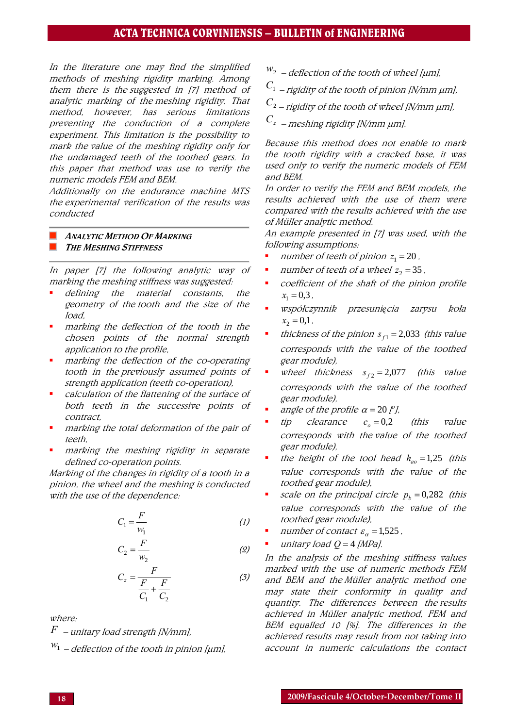*In the literature one may find the simplified methods of meshing rigidity marking. Among them there is the suggested in [7] method of analytic marking of the meshing rigidity. That method, however, has serious limitations preventing the conduction of a complete experiment. This limitation is the possibility to mark the value of the meshing rigidity only for the undamaged teeth of the toothed gears. In this paper that method was use to verify the numeric models FEM and BEM.*

*Additionally on the endurance machine MTS the experimental verification of the results was conducted*

## ANALYTIC METHOD OF MARKING THE MESHING STIFFNESS

*In paper [7] the following analytic way of marking the meshing stiffness was suggested:*

- *defining the material constants, the geometry of the tooth and the size of the load,*
- *marking the deflection of the tooth in the chosen points of the normal strength application to the profile,*
- *marking the deflection of the co-operating tooth in the previously assumed points of strength application (teeth co-operation),*
- *calculation of the flattening of the surface of both teeth in the successive points of contract,*
- *marking the total deformation of the pair of teeth,*
- *marking the meshing rigidity in separate defined co-operation points.*

*Marking of the changes in rigidity of a tooth in a pinion, the wheel and the meshing is conducted with the use of the dependence:*

$$C_1 = \frac{F}{w_1} \tag{1}$$

$$C_2 = \frac{F}{w_2} \tag{2}$$

$$C_z = \frac{F}{\dfrac{F}{C_1} + \dfrac{F}{C_2}} \tag{3}$$

*where:*

$F$ *– unitary load strength [N/mm],*

$w_1$ *– deflection of the tooth in pinion [μm],*

$w_2$ *– deflection of the tooth of wheel [μm],*

$C_1$ *– rigidity of the tooth of pinion [N/mm μm],*

$C_2$ *– rigidity of the tooth of wheel [N/mm μm],*

$C_z$ *– meshing rigidity [N/mm μm].*

*Because this method does not enable to mark the tooth rigidity with a cracked base, it was used only to verify the numeric models of FEM and BEM.*

*In order to verify the FEM and BEM models, the results achieved with the use of them were compared with the results achieved with the use of Müller analytic method.*

*An example presented in [7] was used, with the following assumptions:*

- *number of teeth of pinion* $z_1 = 20$,
- *number of teeth of a wheel* $z_2 = 35$,
- *coefficient of the shaft of the pinion profile* $x_1 = 0{,}3$,
- *współczynnik przesunięcia zarysu koła* $x_2 = 0{,}1$,
- *thickness of the pinion* $s_{f1} = 2{,}033$ *(this value corresponds with the value of the toothed gear module),*
- *wheel thickness* $s_{f2} = 2{,}077$ *(this value corresponds with the value of the toothed gear module),*
- *angle of the profile* $\alpha = 20$ *[°],*
- *tip clearance* $c_o = 0{,}2$ *(this value corresponds with the value of the toothed gear module),*
- *the height of the tool head* $h_{ao} = 1{,}25$ *(this value corresponds with the value of the toothed gear module),*
- *scale on the principal circle* $p_b = 0{,}282$ *(this value corresponds with the value of the toothed gear module),*
- *number of contact* $\varepsilon_\alpha = 1{,}525$,
- *unitary load* $Q = 4$ *[MPa].*

*In the analysis of the meshing stiffness values marked with the use of numeric methods FEM and BEM and the Müller analytic method one may state their conformity in quality and quantity. The differences between the results achieved in Müller analytic method, FEM and BEM equalled 10 [%]. The differences in the achieved results may result from not taking into account in numeric calculations the contact*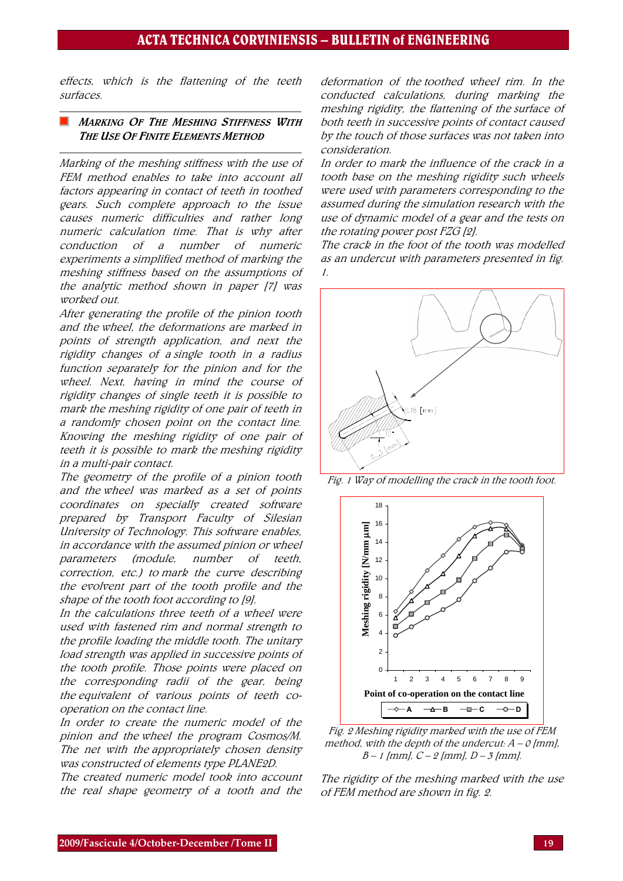effects, which is the flattening of the teeth surfaces.

## MARKING OF THE MESHING STIFFNESS WITH THE USE OF FINITE ELEMENTS METHOD

Marking of the meshing stiffness with the use of FEM method enables to take into account all factors appearing in contact of teeth in toothed gears. Such complete approach to the issue causes numeric difficulties and rather long numeric calculation time. That is why after conduction of a number of numeric experiments a simplified method of marking the meshing stiffness based on the assumptions of the analytic method shown in paper [7] was worked out.

After generating the profile of the pinion tooth and the wheel, the deformations are marked in points of strength application, and next the rigidity changes of a single tooth in a radius function separately for the pinion and for the wheel. Next, having in mind the course of rigidity changes of single teeth it is possible to mark the meshing rigidity of one pair of teeth in a randomly chosen point on the contact line. Knowing the meshing rigidity of one pair of teeth it is possible to mark the meshing rigidity in a multi-pair contact.

The geometry of the profile of a pinion tooth and the wheel was marked as a set of points coordinates on specially created software prepared by Transport Faculty of Silesian University of Technology. This software enables, in accordance with the assumed pinion or wheel parameters (module, number of teeth, correction, etc.) to mark the curve describing the evolvent part of the tooth profile and the shape of the tooth foot according to [9].

In the calculations three teeth of a wheel were used with fastened rim and normal strength to the profile loading the middle tooth. The unitary load strength was applied in successive points of the tooth profile. Those points were placed on the corresponding radii of the gear, being the equivalent of various points of teeth co-operation on the contact line.

In order to create the numeric model of the pinion and the wheel the program Cosmos/M. The net with the appropriately chosen density was constructed of elements type PLANE2D.

The created numeric model took into account the real shape geometry of a tooth and the deformation of the toothed wheel rim. In the conducted calculations, during marking the meshing rigidity, the flattening of the surface of both teeth in successive points of contact caused by the touch of those surfaces was not taken into consideration.

In order to mark the influence of the crack in a tooth base on the meshing rigidity such wheels were used with parameters corresponding to the assumed during the simulation research with the use of dynamic model of a gear and the tests on the rotating power post FZG [2].

The crack in the foot of the tooth was modelled as an undercut with parameters presented in fig. 1.

Fig. 1 Way of modelling the crack in the tooth foot.

Fig. 2 Meshing rigidity marked with the use of FEM method, with the depth of the undercut: A – 0 [mm], B – 1 [mm], C – 2 [mm], D – 3 [mm].

The rigidity of the meshing marked with the use of FEM method are shown in fig. 2.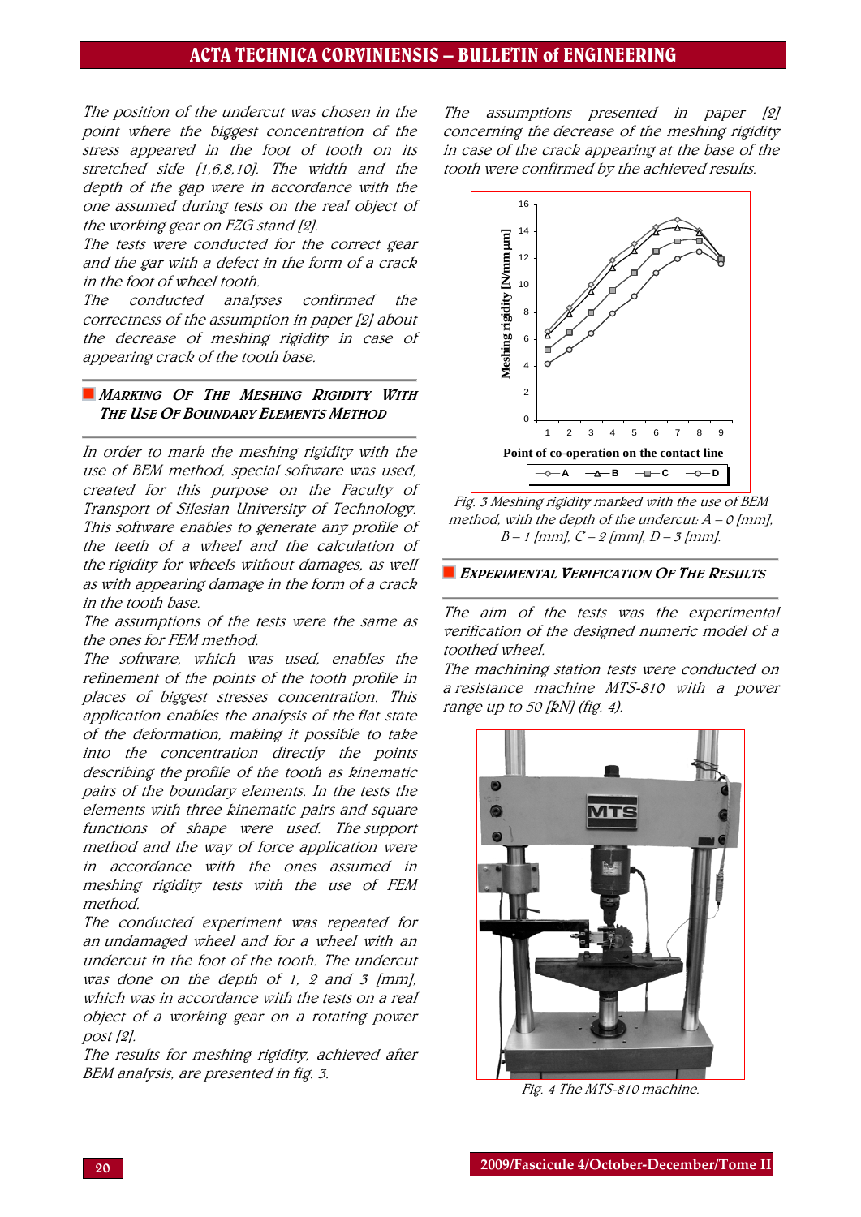The position of the undercut was chosen in the point where the biggest concentration of the stress appeared in the foot of tooth on its stretched side [1,6,8,10]. The width and the depth of the gap were in accordance with the one assumed during tests on the real object of the working gear on FZG stand [2].

The tests were conducted for the correct gear and the gar with a defect in the form of a crack in the foot of wheel tooth.

The conducted analyses confirmed the correctness of the assumption in paper [2] about the decrease of meshing rigidity in case of appearing crack of the tooth base.

## MARKING OF THE MESHING RIGIDITY WITH THE USE OF BOUNDARY ELEMENTS METHOD

In order to mark the meshing rigidity with the use of BEM method, special software was used, created for this purpose on the Faculty of Transport of Silesian University of Technology. This software enables to generate any profile of the teeth of a wheel and the calculation of the rigidity for wheels without damages, as well as with appearing damage in the form of a crack in the tooth base.

The assumptions of the tests were the same as the ones for FEM method.

The software, which was used, enables the refinement of the points of the tooth profile in places of biggest stresses concentration. This application enables the analysis of the flat state of the deformation, making it possible to take into the concentration directly the points describing the profile of the tooth as kinematic pairs of the boundary elements. In the tests the elements with three kinematic pairs and square functions of shape were used. The support method and the way of force application were in accordance with the ones assumed in meshing rigidity tests with the use of FEM method.

The conducted experiment was repeated for an undamaged wheel and for a wheel with an undercut in the foot of the tooth. The undercut was done on the depth of 1, 2 and 3 [mm], which was in accordance with the tests on a real object of a working gear on a rotating power post [2].

The results for meshing rigidity, achieved after BEM analysis, are presented in fig. 3.

The assumptions presented in paper [2] concerning the decrease of the meshing rigidity in case of the crack appearing at the base of the tooth were confirmed by the achieved results.

Fig. 3 Meshing rigidity marked with the use of BEM method, with the depth of the undercut: A – 0 [mm], B – 1 [mm], C – 2 [mm], D – 3 [mm].

## EXPERIMENTAL VERIFICATION OF THE RESULTS

The aim of the tests was the experimental verification of the designed numeric model of a toothed wheel.

The machining station tests were conducted on a resistance machine MTS-810 with a power range up to 50 [kN] (fig. 4).

Fig. 4 The MTS-810 machine.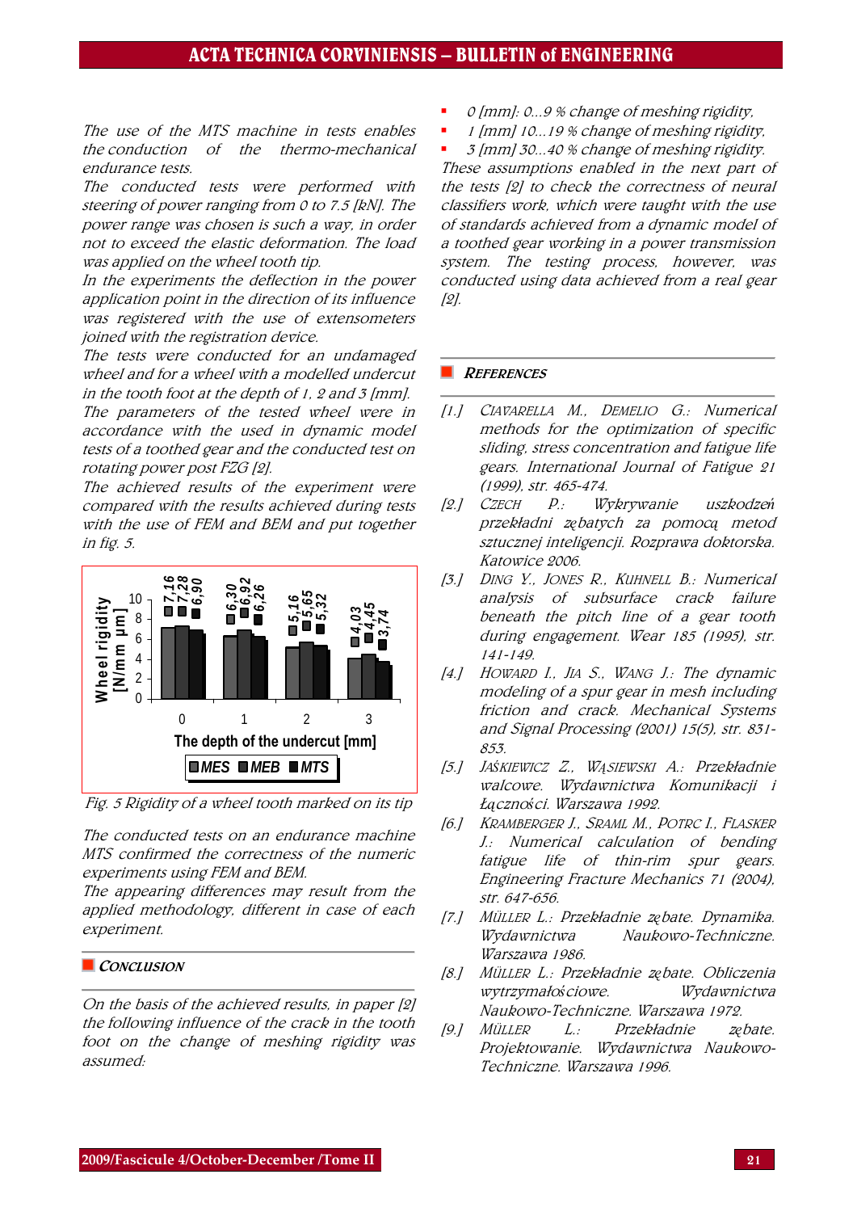The use of the MTS machine in tests enables the conduction of the thermo-mechanical endurance tests.

The conducted tests were performed with steering of power ranging from 0 to 7.5 [kN]. The power range was chosen is such a way, in order not to exceed the elastic deformation. The load was applied on the wheel tooth tip.

In the experiments the deflection in the power application point in the direction of its influence was registered with the use of extensometers joined with the registration device.

The tests were conducted for an undamaged wheel and for a wheel with a modelled undercut in the tooth foot at the depth of 1, 2 and 3 [mm].

The parameters of the tested wheel were in accordance with the used in dynamic model tests of a toothed gear and the conducted test on rotating power post FZG [2].

The achieved results of the experiment were compared with the results achieved during tests with the use of FEM and BEM and put together in fig. 5.

| The depth of the undercut [mm] | MES | MEB | MTS |
| --- | --- | --- | --- |
| 0 | 7,16 | 7,28 | 6,90 |
| 1 | 6,30 | 6,92 | 6,26 |
| 2 | 5,16 | 5,65 | 5,32 |
| 3 | 4,03 | 4,45 | 3,74 |

Wheel rigidity [N/mm μm]

*Fig. 5 Rigidity of a wheel tooth marked on its tip*

The conducted tests on an endurance machine MTS confirmed the correctness of the numeric experiments using FEM and BEM.

The appearing differences may result from the applied methodology, different in case of each experiment.

## CONCLUSION

On the basis of the achieved results, in paper [2] the following influence of the crack in the tooth foot on the change of meshing rigidity was assumed:

- 0 [mm]: 0...9 % change of meshing rigidity,
- 1 [mm] 10...19 % change of meshing rigidity,
- 3 [mm] 30...40 % change of meshing rigidity.

These assumptions enabled in the next part of the tests [2] to check the correctness of neural classifiers work, which were taught with the use of standards achieved from a dynamic model of a toothed gear working in a power transmission system. The testing process, however, was conducted using data achieved from a real gear [2].

## REFERENCES

[1.] CIAVARELLA M., DEMELIO G.: Numerical methods for the optimization of specific sliding, stress concentration and fatigue life gears. International Journal of Fatigue 21 (1999), str. 465-474.

[2.] CZECH P.: Wykrywanie uszkodzeń przekładni zębatych za pomocą metod sztucznej inteligencji. Rozprawa doktorska. Katowice 2006.

[3.] DING Y., JONES R., KUHNELL B.: Numerical analysis of subsurface crack failure beneath the pitch line of a gear tooth during engagement. Wear 185 (1995), str. 141-149.

[4.] HOWARD I., JIA S., WANG J.: The dynamic modeling of a spur gear in mesh including friction and crack. Mechanical Systems and Signal Processing (2001) 15(5), str. 831-853.

[5.] JAŚKIEWICZ Z., WĄSIEWSKI A.: Przekładnie walcowe. Wydawnictwa Komunikacji i Łączności. Warszawa 1992.

[6.] KRAMBERGER J., SRAML M., POTRC I., FLASKER J.: Numerical calculation of bending fatigue life of thin-rim spur gears. Engineering Fracture Mechanics 71 (2004), str. 647-656.

[7.] MÜLLER L.: Przekładnie zębate. Dynamika. Wydawnictwa Naukowo-Techniczne. Warszawa 1986.

[8.] MÜLLER L.: Przekładnie zębate. Obliczenia wytrzymałościowe. Wydawnictwa Naukowo-Techniczne. Warszawa 1972.

[9.] MÜLLER L.: Przekładnie zębate. Projektowanie. Wydawnictwa Naukowo-Techniczne. Warszawa 1996.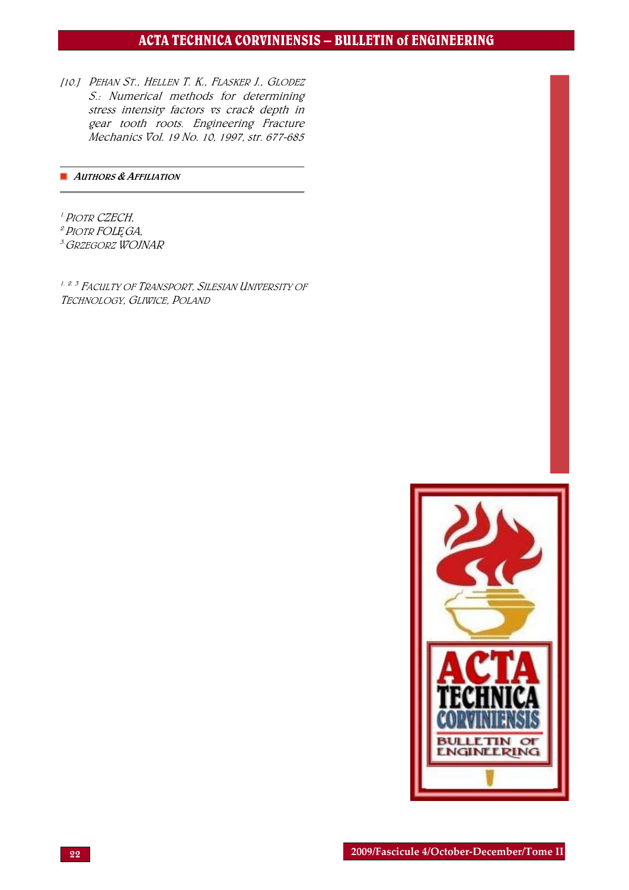[10.] *PEHAN ST., HELLEN T. K., FLASKER J., GLODEZ S.: Numerical methods for determining stress intensity factors vs crack depth in gear tooth roots. Engineering Fracture Mechanics Vol. 19 No. 10, 1997, str. 677-685*

## AUTHORS & AFFILIATION

[1.] *PIOTR CZECH,*
[2.] *PIOTR FOLĘGA,*
[3.] *GRZEGORZ WOJNAR*

[1. 2. 3] *FACULTY OF TRANSPORT, SILESIAN UNIVERSITY OF TECHNOLOGY, GLIWICE, POLAND*